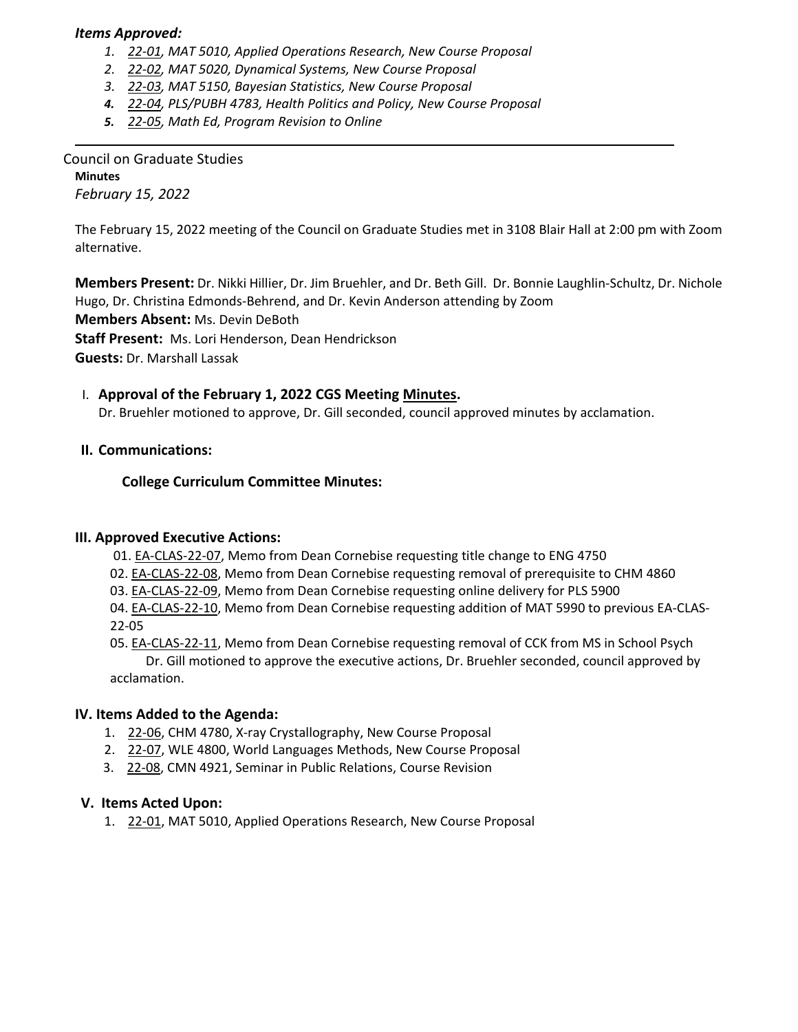***Items Approved:***

1. *22-01, MAT 5010, Applied Operations Research, New Course Proposal*
2. *22-02, MAT 5020, Dynamical Systems, New Course Proposal*
3. *22-03, MAT 5150, Bayesian Statistics, New Course Proposal*
4. *22-04, PLS/PUBH 4783, Health Politics and Policy, New Course Proposal*
5. *22-05, Math Ed, Program Revision to Online*

---

Council on Graduate Studies

**Minutes**

*February 15, 2022*

The February 15, 2022 meeting of the Council on Graduate Studies met in 3108 Blair Hall at 2:00 pm with Zoom alternative.

**Members Present:** Dr. Nikki Hillier, Dr. Jim Bruehler, and Dr. Beth Gill. Dr. Bonnie Laughlin-Schultz, Dr. Nichole Hugo, Dr. Christina Edmonds-Behrend, and Dr. Kevin Anderson attending by Zoom

**Members Absent:** Ms. Devin DeBoth

**Staff Present:** Ms. Lori Henderson, Dean Hendrickson

**Guests:** Dr. Marshall Lassak

## I. Approval of the February 1, 2022 CGS Meeting Minutes.

Dr. Bruehler motioned to approve, Dr. Gill seconded, council approved minutes by acclamation.

## II. Communications:

### College Curriculum Committee Minutes:

## III. Approved Executive Actions:

01. EA-CLAS-22-07, Memo from Dean Cornebise requesting title change to ENG 4750
02. EA-CLAS-22-08, Memo from Dean Cornebise requesting removal of prerequisite to CHM 4860
03. EA-CLAS-22-09, Memo from Dean Cornebise requesting online delivery for PLS 5900
04. EA-CLAS-22-10, Memo from Dean Cornebise requesting addition of MAT 5990 to previous EA-CLAS-22-05
05. EA-CLAS-22-11, Memo from Dean Cornebise requesting removal of CCK from MS in School Psych

Dr. Gill motioned to approve the executive actions, Dr. Bruehler seconded, council approved by acclamation.

## IV. Items Added to the Agenda:

1. 22-06, CHM 4780, X-ray Crystallography, New Course Proposal
2. 22-07, WLE 4800, World Languages Methods, New Course Proposal
3. 22-08, CMN 4921, Seminar in Public Relations, Course Revision

## V. Items Acted Upon:

1. 22-01, MAT 5010, Applied Operations Research, New Course Proposal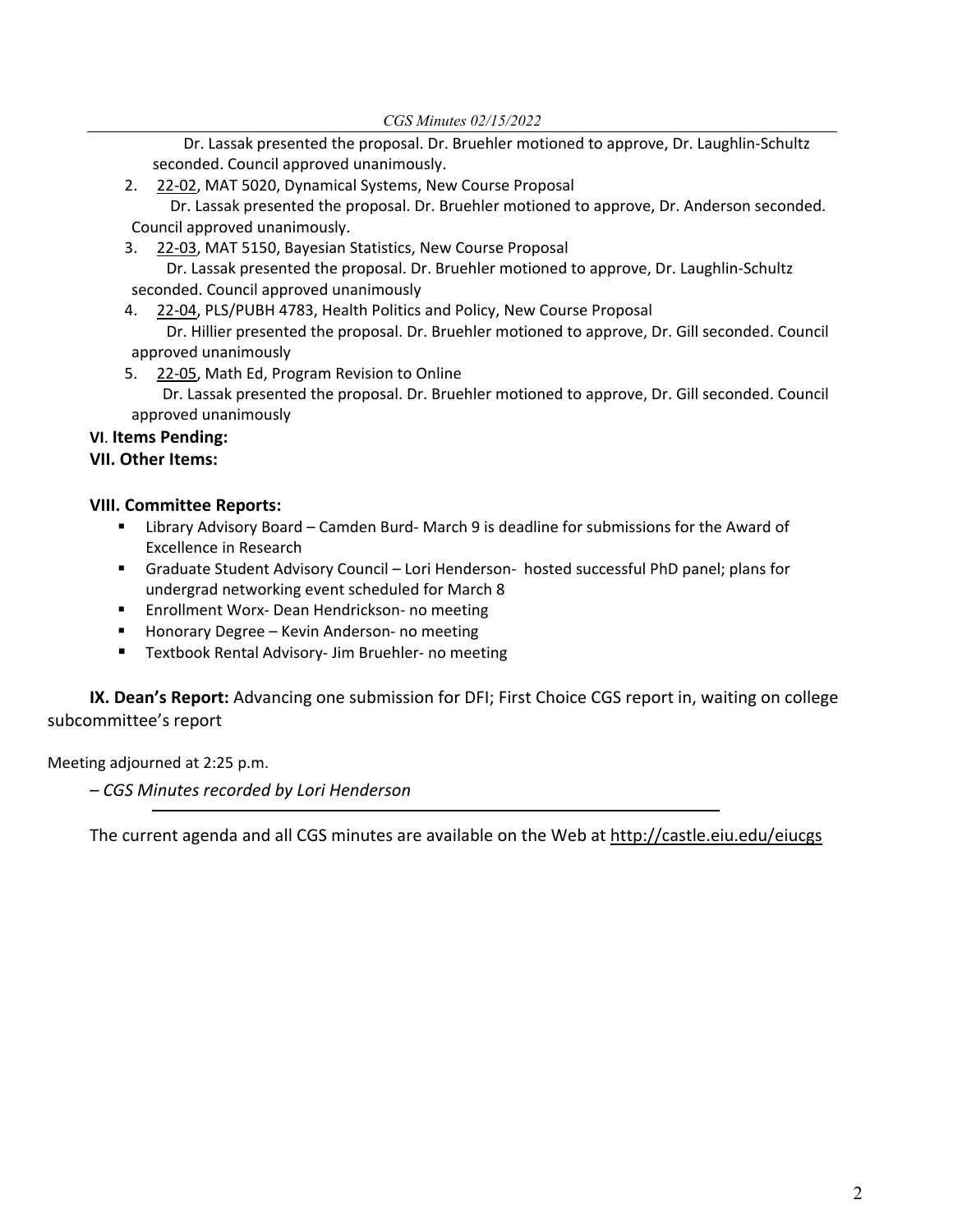Dr. Lassak presented the proposal. Dr. Bruehler motioned to approve, Dr. Laughlin-Schultz seconded. Council approved unanimously.

2. 22-02, MAT 5020, Dynamical Systems, New Course Proposal
   Dr. Lassak presented the proposal. Dr. Bruehler motioned to approve, Dr. Anderson seconded. Council approved unanimously.
3. 22-03, MAT 5150, Bayesian Statistics, New Course Proposal
   Dr. Lassak presented the proposal. Dr. Bruehler motioned to approve, Dr. Laughlin-Schultz seconded. Council approved unanimously
4. 22-04, PLS/PUBH 4783, Health Politics and Policy, New Course Proposal
   Dr. Hillier presented the proposal. Dr. Bruehler motioned to approve, Dr. Gill seconded. Council approved unanimously
5. 22-05, Math Ed, Program Revision to Online
   Dr. Lassak presented the proposal. Dr. Bruehler motioned to approve, Dr. Gill seconded. Council approved unanimously

**VI. Items Pending:**

**VII. Other Items:**

**VIII. Committee Reports:**

- Library Advisory Board – Camden Burd- March 9 is deadline for submissions for the Award of Excellence in Research
- Graduate Student Advisory Council – Lori Henderson- hosted successful PhD panel; plans for undergrad networking event scheduled for March 8
- Enrollment Worx- Dean Hendrickson- no meeting
- Honorary Degree – Kevin Anderson- no meeting
- Textbook Rental Advisory- Jim Bruehler- no meeting

**IX. Dean's Report:** Advancing one submission for DFI; First Choice CGS report in, waiting on college subcommittee's report

Meeting adjourned at 2:25 p.m.

*– CGS Minutes recorded by Lori Henderson*

---

The current agenda and all CGS minutes are available on the Web at http://castle.eiu.edu/eiucgs